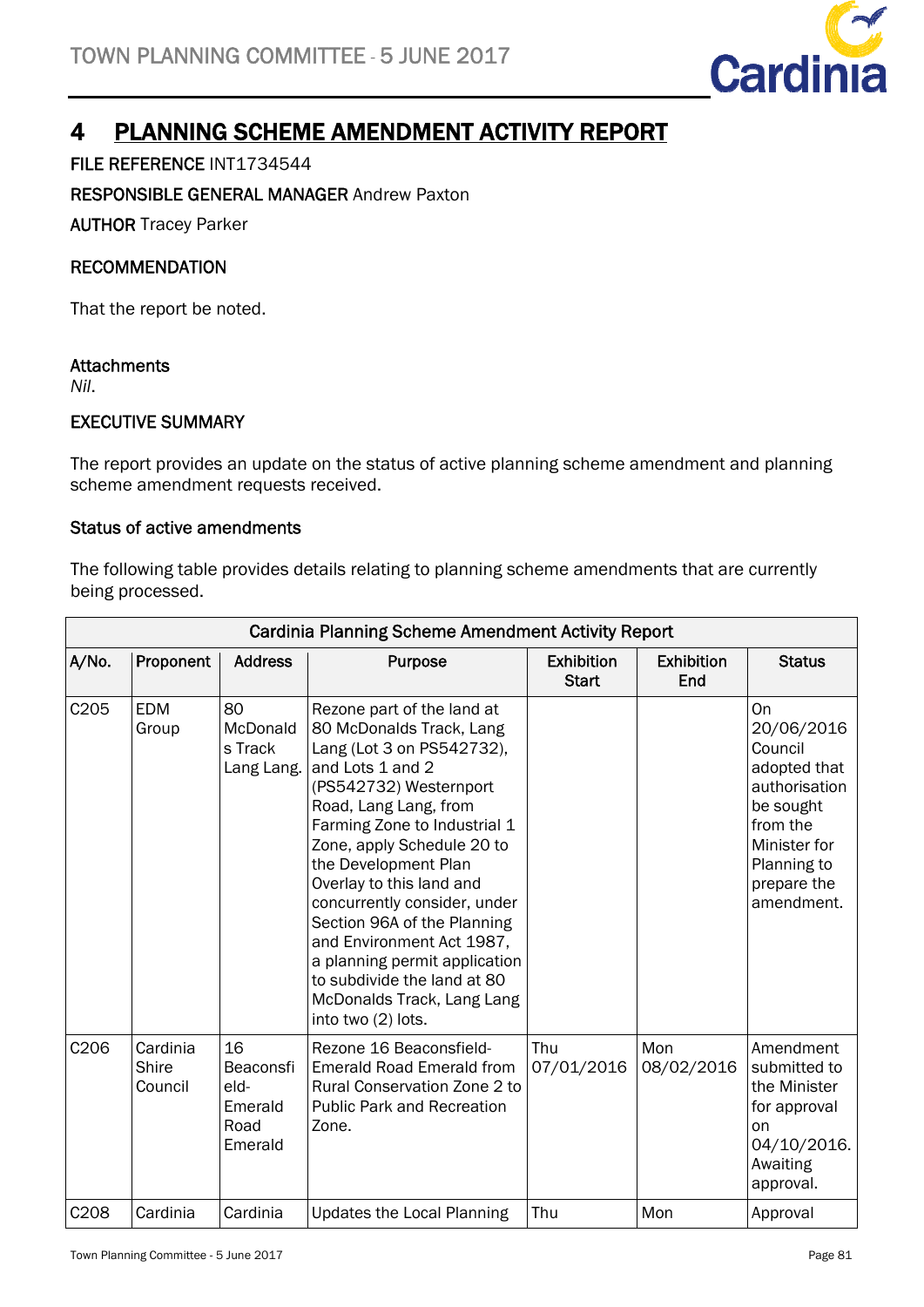# 4 PLANNING SCHEME AMENDMENT ACTIVITY REPORT

**FILE REFERENCE** INT1734544

**RESPONSIBLE GENERAL MANAGER** Andrew Paxton

**AUTHOR** Tracey Parker

## RECOMMENDATION

That the report be noted.

**Attachments**

*Nil*.

## EXECUTIVE SUMMARY

The report provides an update on the status of active planning scheme amendment and planning scheme amendment requests received.

### Status of active amendments

The following table provides details relating to planning scheme amendments that are currently being processed.

| Cardinia Planning Scheme Amendment Activity Report | | | | | | |
|---|---|---|---|---|---|---|
| **A/No.** | **Proponent** | **Address** | **Purpose** | **Exhibition Start** | **Exhibition End** | **Status** |
| C205 | EDM Group | 80 McDonalds Track Lang Lang. | Rezone part of the land at 80 McDonalds Track, Lang Lang (Lot 3 on PS542732), and Lots 1 and 2 (PS542732) Westernport Road, Lang Lang, from Farming Zone to Industrial 1 Zone, apply Schedule 20 to the Development Plan Overlay to this land and concurrently consider, under Section 96A of the Planning and Environment Act 1987, a planning permit application to subdivide the land at 80 McDonalds Track, Lang Lang into two (2) lots. | | | On 20/06/2016 Council adopted that authorisation be sought from the Minister for Planning to prepare the amendment. |
| C206 | Cardinia Shire Council | 16 Beaconsfield-Emerald Road Emerald | Rezone 16 Beaconsfield-Emerald Road Emerald from Rural Conservation Zone 2 to Public Park and Recreation Zone. | Thu 07/01/2016 | Mon 08/02/2016 | Amendment submitted to the Minister for approval on 04/10/2016. Awaiting approval. |
| C208 | Cardinia | Cardinia | Updates the Local Planning | Thu | Mon | Approval |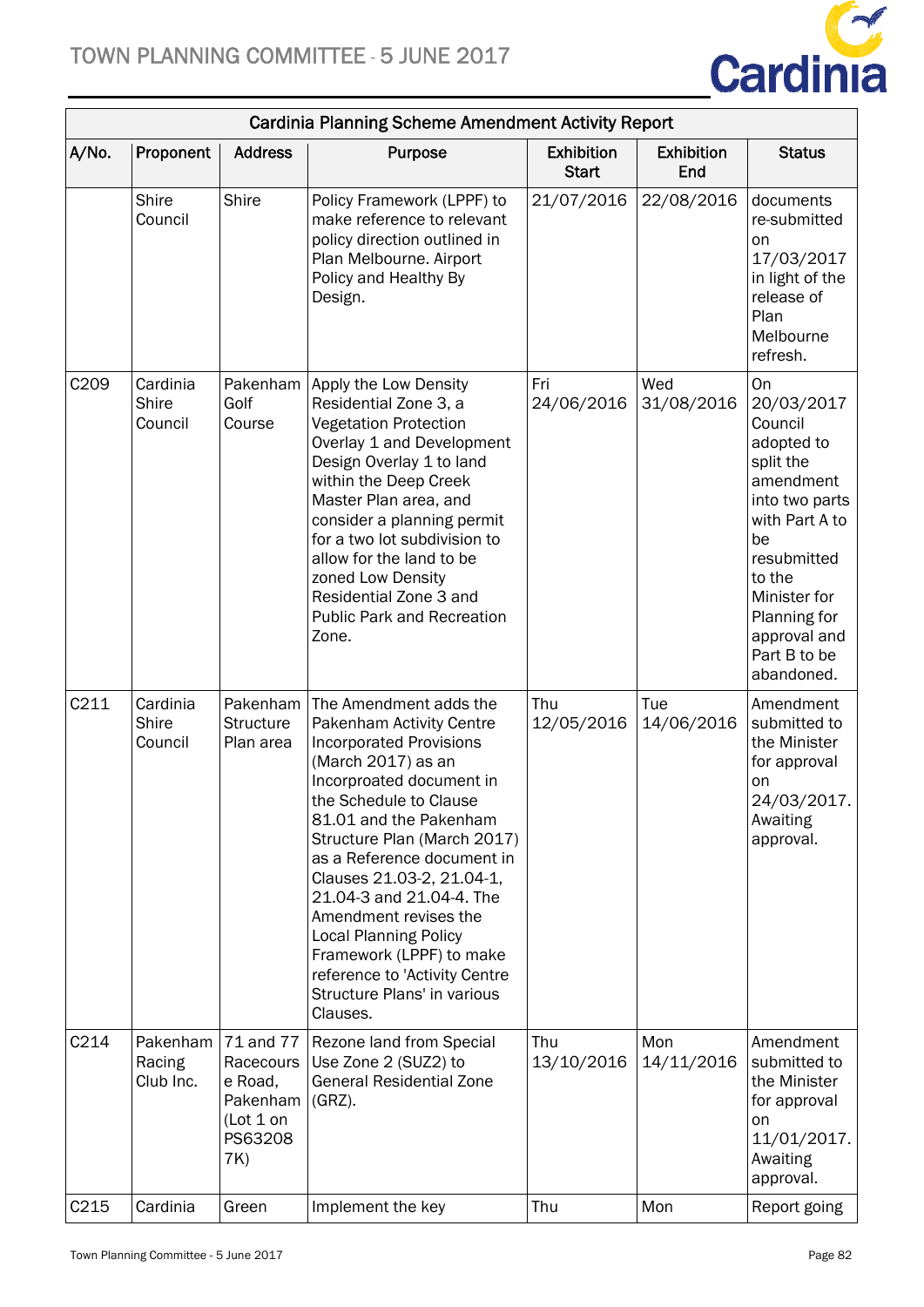| Cardinia Planning Scheme Amendment Activity Report | | | | | | |
|---|---|---|---|---|---|---|
| A/No. | Proponent | Address | Purpose | Exhibition Start | Exhibition End | Status |
| | Shire Council | Shire | Policy Framework (LPPF) to make reference to relevant policy direction outlined in Plan Melbourne. Airport Policy and Healthy By Design. | 21/07/2016 | 22/08/2016 | documents re-submitted on 17/03/2017 in light of the release of Plan Melbourne refresh. |
| C209 | Cardinia Shire Council | Pakenham Golf Course | Apply the Low Density Residential Zone 3, a Vegetation Protection Overlay 1 and Development Design Overlay 1 to land within the Deep Creek Master Plan area, and consider a planning permit for a two lot subdivision to allow for the land to be zoned Low Density Residential Zone 3 and Public Park and Recreation Zone. | Fri 24/06/2016 | Wed 31/08/2016 | On 20/03/2017 Council adopted to split the amendment into two parts with Part A to be resubmitted to the Minister for Planning for approval and Part B to be abandoned. |
| C211 | Cardinia Shire Council | Pakenham Structure Plan area | The Amendment adds the Pakenham Activity Centre Incorporated Provisions (March 2017) as an Incorproated document in the Schedule to Clause 81.01 and the Pakenham Structure Plan (March 2017) as a Reference document in Clauses 21.03-2, 21.04-1, 21.04-3 and 21.04-4. The Amendment revises the Local Planning Policy Framework (LPPF) to make reference to 'Activity Centre Structure Plans' in various Clauses. | Thu 12/05/2016 | Tue 14/06/2016 | Amendment submitted to the Minister for approval on 24/03/2017. Awaiting approval. |
| C214 | Pakenham Racing Club Inc. | 71 and 77 Racecourse Road, Pakenham (Lot 1 on PS632087K) | Rezone land from Special Use Zone 2 (SUZ2) to General Residential Zone (GRZ). | Thu 13/10/2016 | Mon 14/11/2016 | Amendment submitted to the Minister for approval on 11/01/2017. Awaiting approval. |
| C215 | Cardinia | Green | Implement the key | Thu | Mon | Report going |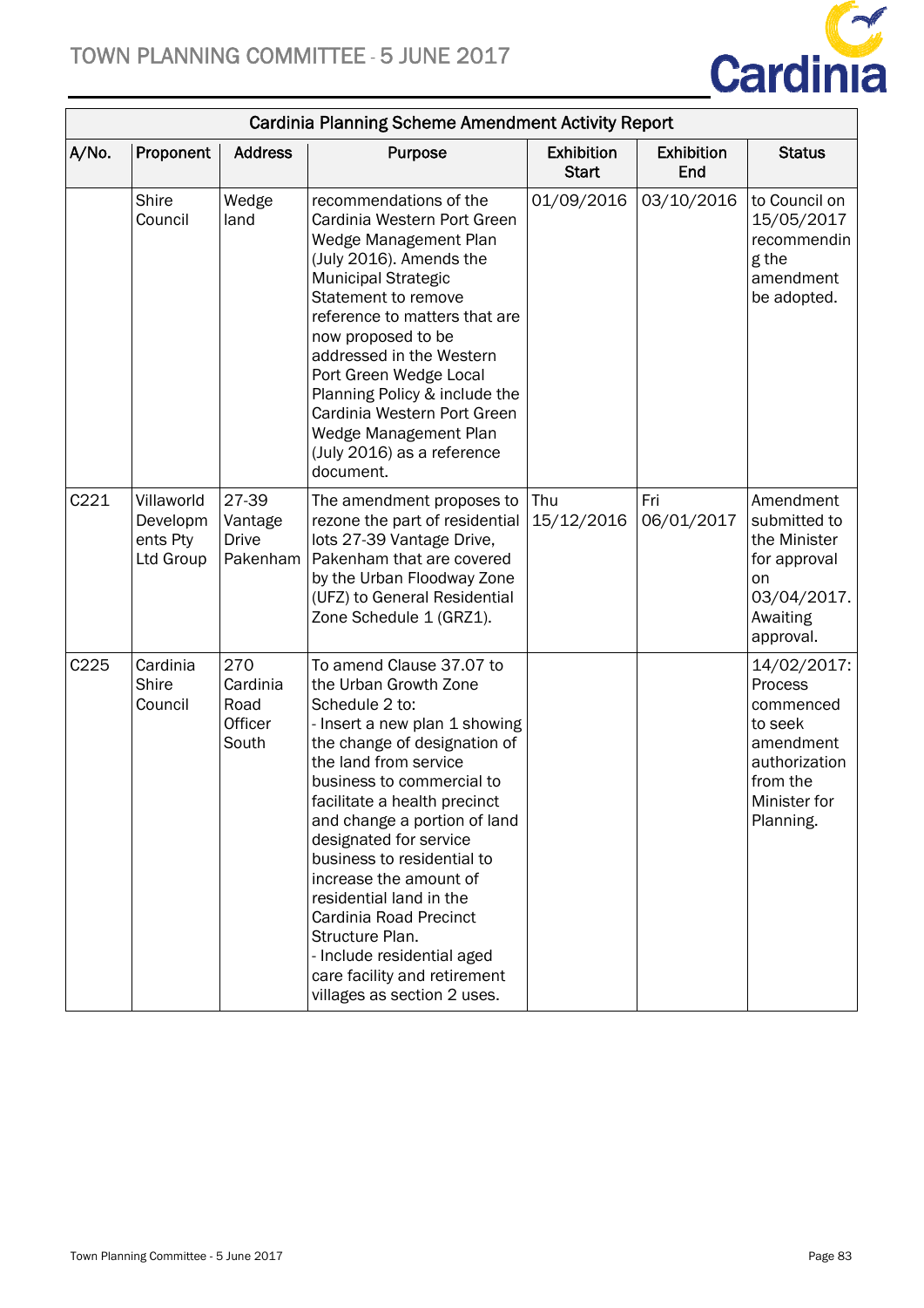| Cardinia Planning Scheme Amendment Activity Report | | | | | | |
|---|---|---|---|---|---|---|
| A/No. | Proponent | Address | Purpose | Exhibition Start | Exhibition End | Status |
| | Shire Council | Wedge land | recommendations of the Cardinia Western Port Green Wedge Management Plan (July 2016). Amends the Municipal Strategic Statement to remove reference to matters that are now proposed to be addressed in the Western Port Green Wedge Local Planning Policy & include the Cardinia Western Port Green Wedge Management Plan (July 2016) as a reference document. | 01/09/2016 | 03/10/2016 | to Council on 15/05/2017 recommending the amendment be adopted. |
| C221 | Villaworld Developments Pty Ltd Group | 27-39 Vantage Drive Pakenham | The amendment proposes to rezone the part of residential lots 27-39 Vantage Drive, Pakenham that are covered by the Urban Floodway Zone (UFZ) to General Residential Zone Schedule 1 (GRZ1). | Thu 15/12/2016 | Fri 06/01/2017 | Amendment submitted to the Minister for approval on 03/04/2017. Awaiting approval. |
| C225 | Cardinia Shire Council | 270 Cardinia Road Officer South | To amend Clause 37.07 to the Urban Growth Zone Schedule 2 to:<br>- Insert a new plan 1 showing the change of designation of the land from service business to commercial to facilitate a health precinct and change a portion of land designated for service business to residential to increase the amount of residential land in the Cardinia Road Precinct Structure Plan.<br>- Include residential aged care facility and retirement villages as section 2 uses. | | | 14/02/2017: Process commenced to seek amendment authorization from the Minister for Planning. |